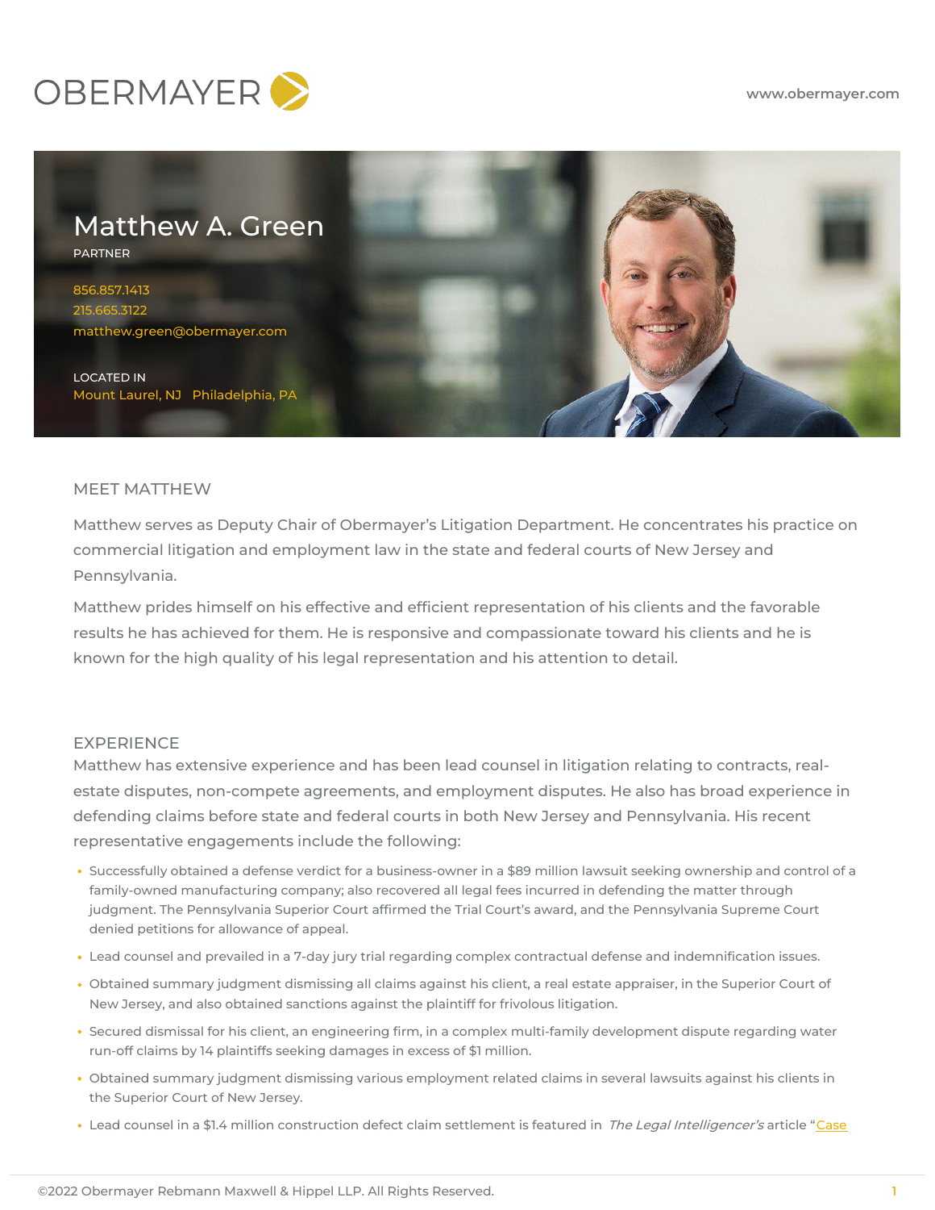OBERMAYER

www.obermayer.com

# Matthew A. Green

PARTNER

856.857.1413
215.665.3122
matthew.green@obermayer.com

LOCATED IN
Mount Laurel, NJ   Philadelphia, PA

## MEET MATTHEW

Matthew serves as Deputy Chair of Obermayer's Litigation Department. He concentrates his practice on commercial litigation and employment law in the state and federal courts of New Jersey and Pennsylvania.

Matthew prides himself on his effective and efficient representation of his clients and the favorable results he has achieved for them. He is responsive and compassionate toward his clients and he is known for the high quality of his legal representation and his attention to detail.

## EXPERIENCE

Matthew has extensive experience and has been lead counsel in litigation relating to contracts, real-estate disputes, non-compete agreements, and employment disputes. He also has broad experience in defending claims before state and federal courts in both New Jersey and Pennsylvania. His recent representative engagements include the following:

- Successfully obtained a defense verdict for a business-owner in a $89 million lawsuit seeking ownership and control of a family-owned manufacturing company; also recovered all legal fees incurred in defending the matter through judgment. The Pennsylvania Superior Court affirmed the Trial Court's award, and the Pennsylvania Supreme Court denied petitions for allowance of appeal.
- Lead counsel and prevailed in a 7-day jury trial regarding complex contractual defense and indemnification issues.
- Obtained summary judgment dismissing all claims against his client, a real estate appraiser, in the Superior Court of New Jersey, and also obtained sanctions against the plaintiff for frivolous litigation.
- Secured dismissal for his client, an engineering firm, in a complex multi-family development dispute regarding water run-off claims by 14 plaintiffs seeking damages in excess of $1 million.
- Obtained summary judgment dismissing various employment related claims in several lawsuits against his clients in the Superior Court of New Jersey.
- Lead counsel in a $1.4 million construction defect claim settlement is featured in *The Legal Intelligencer's* article "Case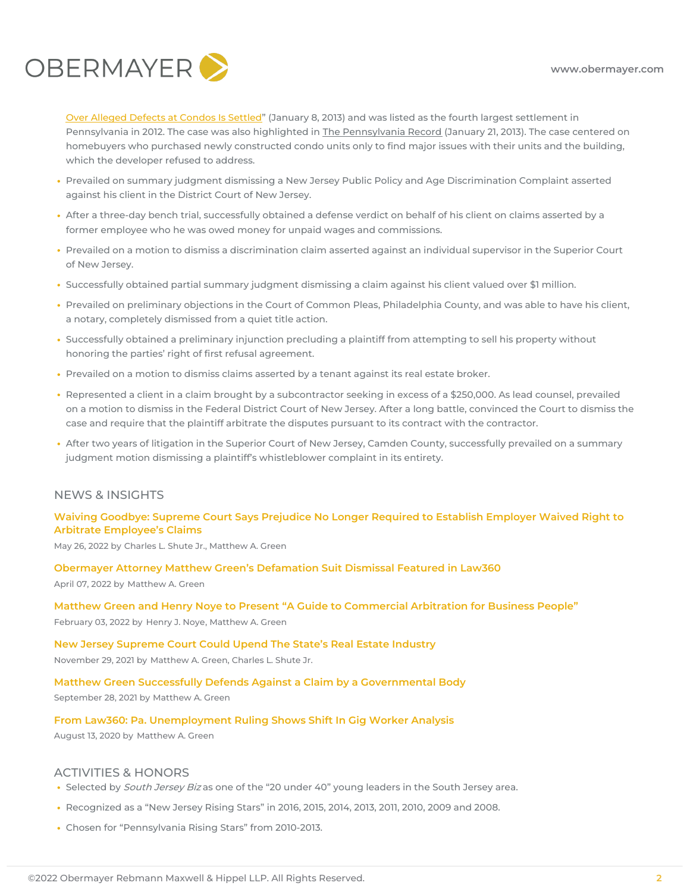Over Alleged Defects at Condos Is Settled" (January 8, 2013) and was listed as the fourth largest settlement in Pennsylvania in 2012. The case was also highlighted in The Pennsylvania Record (January 21, 2013). The case centered on homebuyers who purchased newly constructed condo units only to find major issues with their units and the building, which the developer refused to address.

- Prevailed on summary judgment dismissing a New Jersey Public Policy and Age Discrimination Complaint asserted against his client in the District Court of New Jersey.
- After a three-day bench trial, successfully obtained a defense verdict on behalf of his client on claims asserted by a former employee who he was owed money for unpaid wages and commissions.
- Prevailed on a motion to dismiss a discrimination claim asserted against an individual supervisor in the Superior Court of New Jersey.
- Successfully obtained partial summary judgment dismissing a claim against his client valued over $1 million.
- Prevailed on preliminary objections in the Court of Common Pleas, Philadelphia County, and was able to have his client, a notary, completely dismissed from a quiet title action.
- Successfully obtained a preliminary injunction precluding a plaintiff from attempting to sell his property without honoring the parties' right of first refusal agreement.
- Prevailed on a motion to dismiss claims asserted by a tenant against its real estate broker.
- Represented a client in a claim brought by a subcontractor seeking in excess of a $250,000. As lead counsel, prevailed on a motion to dismiss in the Federal District Court of New Jersey. After a long battle, convinced the Court to dismiss the case and require that the plaintiff arbitrate the disputes pursuant to its contract with the contractor.
- After two years of litigation in the Superior Court of New Jersey, Camden County, successfully prevailed on a summary judgment motion dismissing a plaintiff's whistleblower complaint in its entirety.

## NEWS & INSIGHTS

**Waiving Goodbye: Supreme Court Says Prejudice No Longer Required to Establish Employer Waived Right to Arbitrate Employee's Claims**

May 26, 2022 by Charles L. Shute Jr., Matthew A. Green

**Obermayer Attorney Matthew Green's Defamation Suit Dismissal Featured in Law360**

April 07, 2022 by Matthew A. Green

**Matthew Green and Henry Noye to Present "A Guide to Commercial Arbitration for Business People"**

February 03, 2022 by Henry J. Noye, Matthew A. Green

**New Jersey Supreme Court Could Upend The State's Real Estate Industry**

November 29, 2021 by Matthew A. Green, Charles L. Shute Jr.

**Matthew Green Successfully Defends Against a Claim by a Governmental Body**

September 28, 2021 by Matthew A. Green

**From Law360: Pa. Unemployment Ruling Shows Shift In Gig Worker Analysis**

August 13, 2020 by Matthew A. Green

## ACTIVITIES & HONORS

- Selected by *South Jersey Biz* as one of the "20 under 40" young leaders in the South Jersey area.
- Recognized as a "New Jersey Rising Stars" in 2016, 2015, 2014, 2013, 2011, 2010, 2009 and 2008.
- Chosen for "Pennsylvania Rising Stars" from 2010-2013.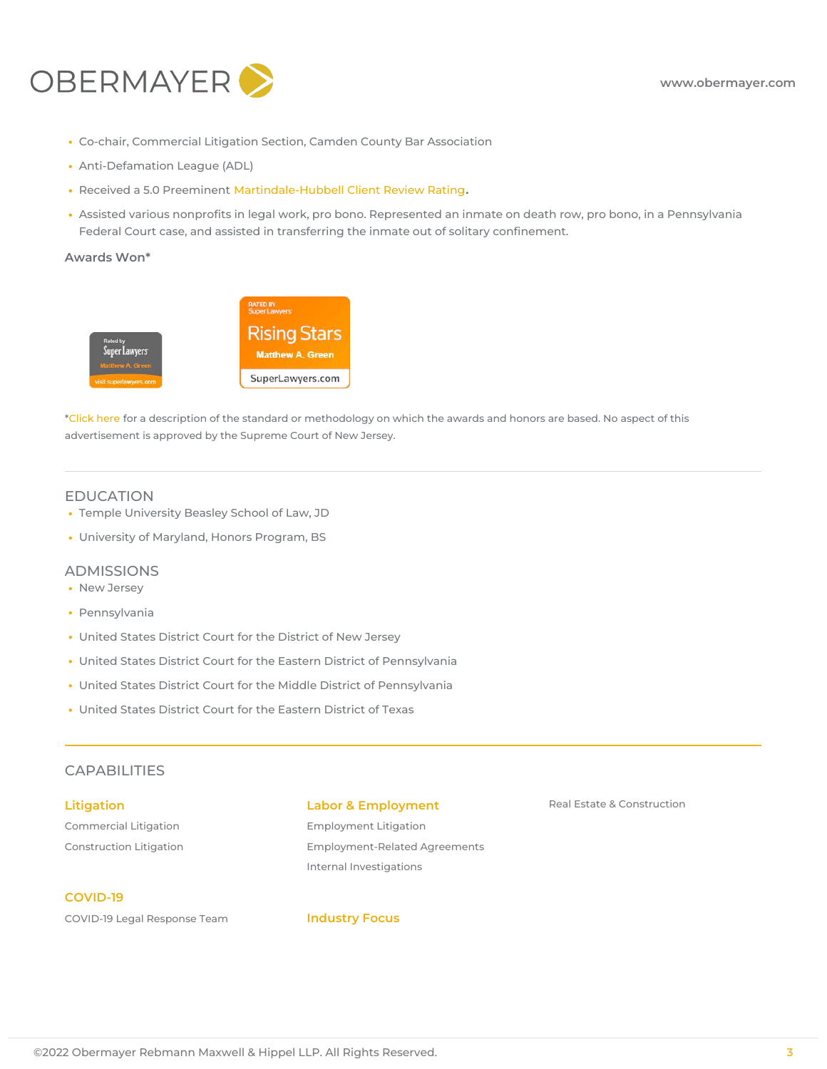- Co-chair, Commercial Litigation Section, Camden County Bar Association
- Anti-Defamation League (ADL)
- Received a 5.0 Preeminent Martindale-Hubbell Client Review Rating.
- Assisted various nonprofits in legal work, pro bono. Represented an inmate on death row, pro bono, in a Pennsylvania Federal Court case, and assisted in transferring the inmate out of solitary confinement.

**Awards Won***

*Click here for a description of the standard or methodology on which the awards and honors are based. No aspect of this advertisement is approved by the Supreme Court of New Jersey.

## EDUCATION

- Temple University Beasley School of Law, JD
- University of Maryland, Honors Program, BS

## ADMISSIONS

- New Jersey
- Pennsylvania
- United States District Court for the District of New Jersey
- United States District Court for the Eastern District of Pennsylvania
- United States District Court for the Middle District of Pennsylvania
- United States District Court for the Eastern District of Texas

## CAPABILITIES

### Litigation

Commercial Litigation

Construction Litigation

### Labor & Employment

Employment Litigation

Employment-Related Agreements

Internal Investigations

Real Estate & Construction

### COVID-19

COVID-19 Legal Response Team

### Industry Focus